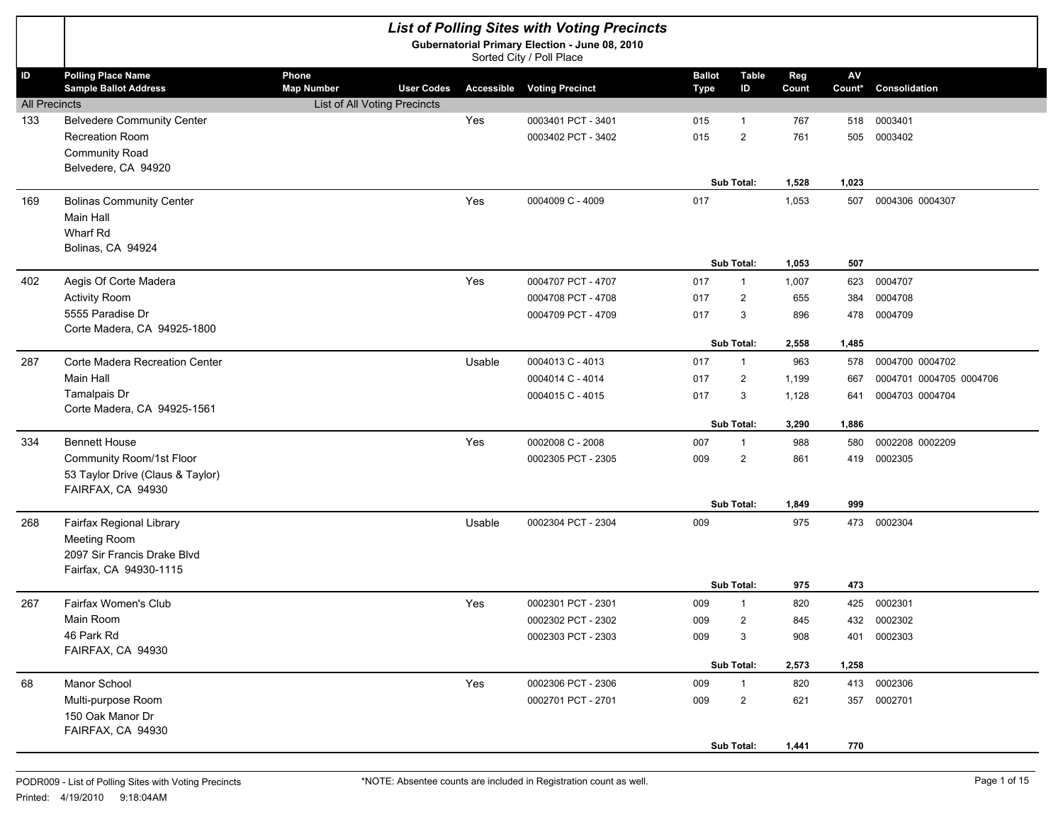# List of Polling Sites with Voting Precincts

**Gubernatorial Primary Election - June 08, 2010**

Sorted City / Poll Place

| ID | Polling Place Name / Sample Ballot Address | Phone / Map Number | User Codes | Accessible | Voting Precinct | Ballot Type | Table ID | Reg Count | AV Count* | Consolidation |
|---|---|---|---|---|---|---|---|---|---|---|
| All Precincts | | List of All Voting Precincts | | | | | | | | |
| 133 | Belvedere Community Center | | | Yes | 0003401 PCT - 3401 | 015 | 1 | 767 | 518 | 0003401 |
| | Recreation Room | | | | 0003402 PCT - 3402 | 015 | 2 | 761 | 505 | 0003402 |
| | Community Road | | | | | | | | | |
| | Belvedere, CA 94920 | | | | | | | | | |
| | | | | | | | **Sub Total:** | **1,528** | **1,023** | |
| 169 | Bolinas Community Center | | | Yes | 0004009 C - 4009 | 017 | | 1,053 | 507 | 0004306 0004307 |
| | Main Hall | | | | | | | | | |
| | Wharf Rd | | | | | | | | | |
| | Bolinas, CA 94924 | | | | | | | | | |
| | | | | | | | **Sub Total:** | **1,053** | **507** | |
| 402 | Aegis Of Corte Madera | | | Yes | 0004707 PCT - 4707 | 017 | 1 | 1,007 | 623 | 0004707 |
| | Activity Room | | | | 0004708 PCT - 4708 | 017 | 2 | 655 | 384 | 0004708 |
| | 5555 Paradise Dr | | | | 0004709 PCT - 4709 | 017 | 3 | 896 | 478 | 0004709 |
| | Corte Madera, CA 94925-1800 | | | | | | | | | |
| | | | | | | | **Sub Total:** | **2,558** | **1,485** | |
| 287 | Corte Madera Recreation Center | | | Usable | 0004013 C - 4013 | 017 | 1 | 963 | 578 | 0004700 0004702 |
| | Main Hall | | | | 0004014 C - 4014 | 017 | 2 | 1,199 | 667 | 0004701 0004705 0004706 |
| | Tamalpais Dr | | | | 0004015 C - 4015 | 017 | 3 | 1,128 | 641 | 0004703 0004704 |
| | Corte Madera, CA 94925-1561 | | | | | | | | | |
| | | | | | | | **Sub Total:** | **3,290** | **1,886** | |
| 334 | Bennett House | | | Yes | 0002008 C - 2008 | 007 | 1 | 988 | 580 | 0002208 0002209 |
| | Community Room/1st Floor | | | | 0002305 PCT - 2305 | 009 | 2 | 861 | 419 | 0002305 |
| | 53 Taylor Drive (Claus & Taylor) | | | | | | | | | |
| | FAIRFAX, CA 94930 | | | | | | | | | |
| | | | | | | | **Sub Total:** | **1,849** | **999** | |
| 268 | Fairfax Regional Library | | | Usable | 0002304 PCT - 2304 | 009 | | 975 | 473 | 0002304 |
| | Meeting Room | | | | | | | | | |
| | 2097 Sir Francis Drake Blvd | | | | | | | | | |
| | Fairfax, CA 94930-1115 | | | | | | | | | |
| | | | | | | | **Sub Total:** | **975** | **473** | |
| 267 | Fairfax Women's Club | | | Yes | 0002301 PCT - 2301 | 009 | 1 | 820 | 425 | 0002301 |
| | Main Room | | | | 0002302 PCT - 2302 | 009 | 2 | 845 | 432 | 0002302 |
| | 46 Park Rd | | | | 0002303 PCT - 2303 | 009 | 3 | 908 | 401 | 0002303 |
| | FAIRFAX, CA 94930 | | | | | | | | | |
| | | | | | | | **Sub Total:** | **2,573** | **1,258** | |
| 68 | Manor School | | | Yes | 0002306 PCT - 2306 | 009 | 1 | 820 | 413 | 0002306 |
| | Multi-purpose Room | | | | 0002701 PCT - 2701 | 009 | 2 | 621 | 357 | 0002701 |
| | 150 Oak Manor Dr | | | | | | | | | |
| | FAIRFAX, CA 94930 | | | | | | | | | |
| | | | | | | | **Sub Total:** | **1,441** | **770** | |

PODR009 - List of Polling Sites with Voting Precincts

Printed: 4/19/2010 9:18:04AM

*NOTE: Absentee counts are included in Registration count as well.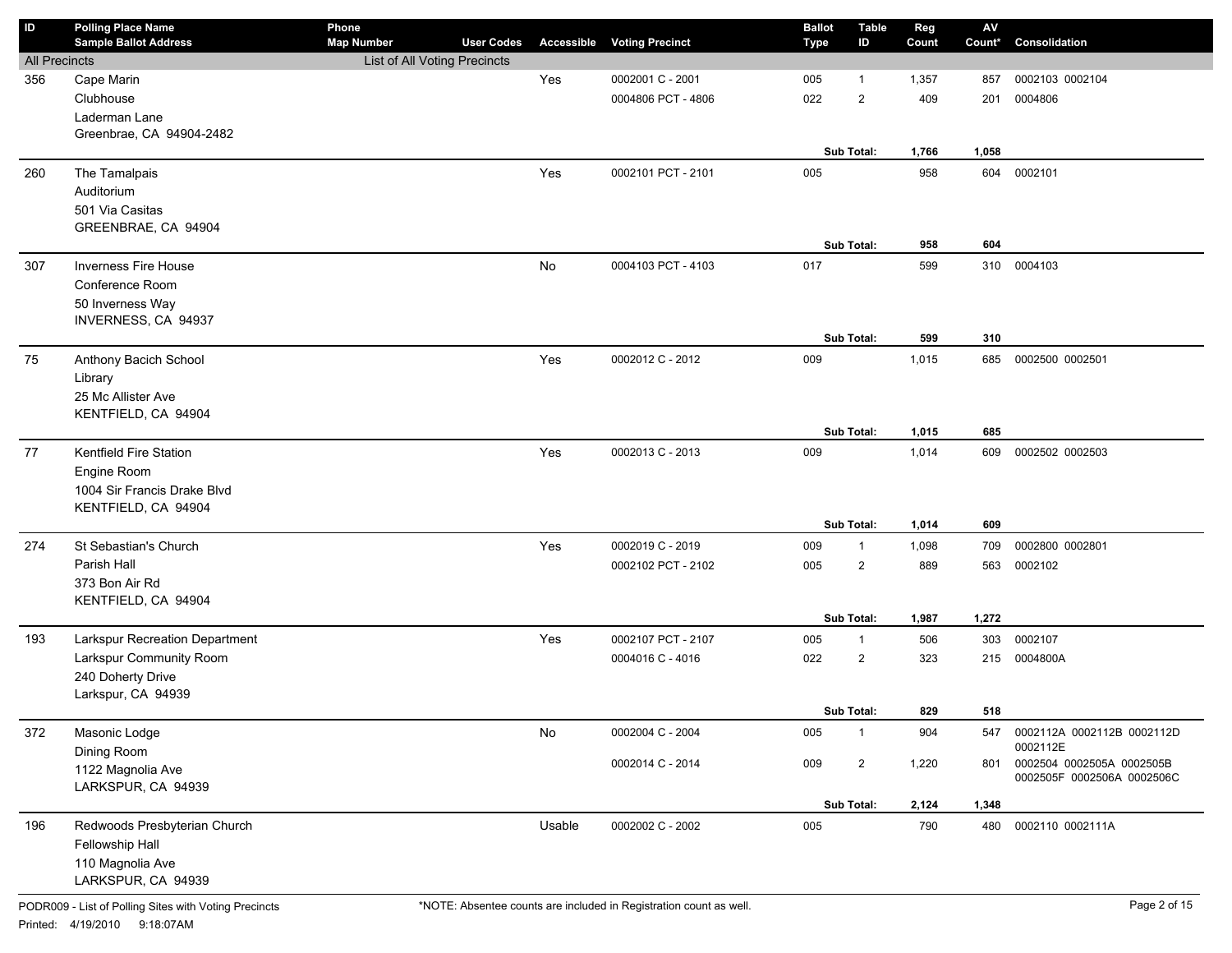| ID | Polling Place Name<br>Sample Ballot Address | Phone<br>Map Number | User Codes | Accessible | Voting Precinct | Ballot Type | Table ID | Reg Count | AV Count* | Consolidation |
|---|---|---|---|---|---|---|---|---|---|---|
| All Precincts | | List of All Voting Precincts | | | | | | | | |
| 356 | Cape Marin<br>Clubhouse<br>Laderman Lane<br>Greenbrae, CA 94904-2482 | | | Yes | 0002001 C - 2001 | 005 | 1 | 1,357 | 857 | 0002103 0002104 |
| | | | | | 0004806 PCT - 4806 | 022 | 2 | 409 | 201 | 0004806 |
| | | | | | | | **Sub Total:** | **1,766** | **1,058** | |
| 260 | The Tamalpais<br>Auditorium<br>501 Via Casitas<br>GREENBRAE, CA 94904 | | | Yes | 0002101 PCT - 2101 | 005 | | 958 | 604 | 0002101 |
| | | | | | | | **Sub Total:** | **958** | **604** | |
| 307 | Inverness Fire House<br>Conference Room<br>50 Inverness Way<br>INVERNESS, CA 94937 | | | No | 0004103 PCT - 4103 | 017 | | 599 | 310 | 0004103 |
| | | | | | | | **Sub Total:** | **599** | **310** | |
| 75 | Anthony Bacich School<br>Library<br>25 Mc Allister Ave<br>KENTFIELD, CA 94904 | | | Yes | 0002012 C - 2012 | 009 | | 1,015 | 685 | 0002500 0002501 |
| | | | | | | | **Sub Total:** | **1,015** | **685** | |
| 77 | Kentfield Fire Station<br>Engine Room<br>1004 Sir Francis Drake Blvd<br>KENTFIELD, CA 94904 | | | Yes | 0002013 C - 2013 | 009 | | 1,014 | 609 | 0002502 0002503 |
| | | | | | | | **Sub Total:** | **1,014** | **609** | |
| 274 | St Sebastian's Church<br>Parish Hall<br>373 Bon Air Rd<br>KENTFIELD, CA 94904 | | | Yes | 0002019 C - 2019 | 009 | 1 | 1,098 | 709 | 0002800 0002801 |
| | | | | | 0002102 PCT - 2102 | 005 | 2 | 889 | 563 | 0002102 |
| | | | | | | | **Sub Total:** | **1,987** | **1,272** | |
| 193 | Larkspur Recreation Department<br>Larkspur Community Room<br>240 Doherty Drive<br>Larkspur, CA 94939 | | | Yes | 0002107 PCT - 2107 | 005 | 1 | 506 | 303 | 0002107 |
| | | | | | 0004016 C - 4016 | 022 | 2 | 323 | 215 | 0004800A |
| | | | | | | | **Sub Total:** | **829** | **518** | |
| 372 | Masonic Lodge<br>Dining Room<br>1122 Magnolia Ave<br>LARKSPUR, CA 94939 | | | No | 0002004 C - 2004 | 005 | 1 | 904 | 547 | 0002112A 0002112B 0002112D 0002112E |
| | | | | | 0002014 C - 2014 | 009 | 2 | 1,220 | 801 | 0002504 0002505A 0002505B 0002505F 0002506A 0002506C |
| | | | | | | | **Sub Total:** | **2,124** | **1,348** | |
| 196 | Redwoods Presbyterian Church<br>Fellowship Hall<br>110 Magnolia Ave<br>LARKSPUR, CA 94939 | | | Usable | 0002002 C - 2002 | 005 | | 790 | 480 | 0002110 0002111A |

PODR009 - List of Polling Sites with Voting Precincts

Printed: 4/19/2010 9:18:07AM

*NOTE: Absentee counts are included in Registration count as well.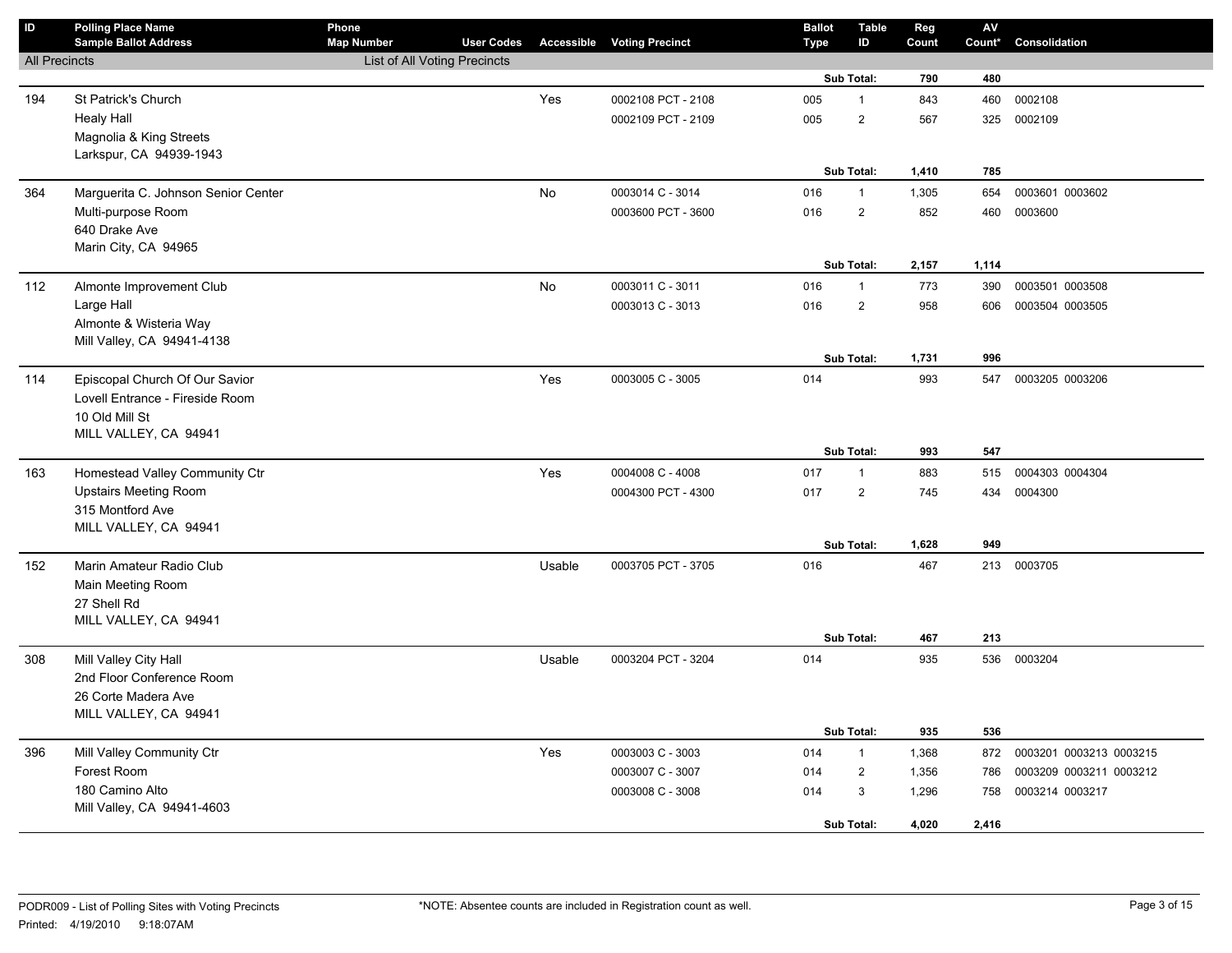| ID | Polling Place Name / Sample Ballot Address | Phone / Map Number | User Codes | Accessible | Voting Precinct | Ballot Type | Table ID | Reg Count | AV Count* | Consolidation |
|---|---|---|---|---|---|---|---|---|---|---|
| All Precincts | | List of All Voting Precincts | | | | | | | | |
| | | | | | | | Sub Total: | 790 | 480 | |
| 194 | St Patrick's Church | | | Yes | 0002108 PCT - 2108 | 005 | 1 | 843 | 460 | 0002108 |
| | Healy Hall | | | | 0002109 PCT - 2109 | 005 | 2 | 567 | 325 | 0002109 |
| | Magnolia & King Streets | | | | | | | | | |
| | Larkspur, CA 94939-1943 | | | | | | | | | |
| | | | | | | | Sub Total: | 1,410 | 785 | |
| 364 | Marguerita C. Johnson Senior Center | | | No | 0003014 C - 3014 | 016 | 1 | 1,305 | 654 | 0003601 0003602 |
| | Multi-purpose Room | | | | 0003600 PCT - 3600 | 016 | 2 | 852 | 460 | 0003600 |
| | 640 Drake Ave | | | | | | | | | |
| | Marin City, CA 94965 | | | | | | | | | |
| | | | | | | | Sub Total: | 2,157 | 1,114 | |
| 112 | Almonte Improvement Club | | | No | 0003011 C - 3011 | 016 | 1 | 773 | 390 | 0003501 0003508 |
| | Large Hall | | | | 0003013 C - 3013 | 016 | 2 | 958 | 606 | 0003504 0003505 |
| | Almonte & Wisteria Way | | | | | | | | | |
| | Mill Valley, CA 94941-4138 | | | | | | | | | |
| | | | | | | | Sub Total: | 1,731 | 996 | |
| 114 | Episcopal Church Of Our Savior | | | Yes | 0003005 C - 3005 | 014 | | 993 | 547 | 0003205 0003206 |
| | Lovell Entrance - Fireside Room | | | | | | | | | |
| | 10 Old Mill St | | | | | | | | | |
| | MILL VALLEY, CA 94941 | | | | | | | | | |
| | | | | | | | Sub Total: | 993 | 547 | |
| 163 | Homestead Valley Community Ctr | | | Yes | 0004008 C - 4008 | 017 | 1 | 883 | 515 | 0004303 0004304 |
| | Upstairs Meeting Room | | | | 0004300 PCT - 4300 | 017 | 2 | 745 | 434 | 0004300 |
| | 315 Montford Ave | | | | | | | | | |
| | MILL VALLEY, CA 94941 | | | | | | | | | |
| | | | | | | | Sub Total: | 1,628 | 949 | |
| 152 | Marin Amateur Radio Club | | | Usable | 0003705 PCT - 3705 | 016 | | 467 | 213 | 0003705 |
| | Main Meeting Room | | | | | | | | | |
| | 27 Shell Rd | | | | | | | | | |
| | MILL VALLEY, CA 94941 | | | | | | | | | |
| | | | | | | | Sub Total: | 467 | 213 | |
| 308 | Mill Valley City Hall | | | Usable | 0003204 PCT - 3204 | 014 | | 935 | 536 | 0003204 |
| | 2nd Floor Conference Room | | | | | | | | | |
| | 26 Corte Madera Ave | | | | | | | | | |
| | MILL VALLEY, CA 94941 | | | | | | | | | |
| | | | | | | | Sub Total: | 935 | 536 | |
| 396 | Mill Valley Community Ctr | | | Yes | 0003003 C - 3003 | 014 | 1 | 1,368 | 872 | 0003201 0003213 0003215 |
| | Forest Room | | | | 0003007 C - 3007 | 014 | 2 | 1,356 | 786 | 0003209 0003211 0003212 |
| | 180 Camino Alto | | | | 0003008 C - 3008 | 014 | 3 | 1,296 | 758 | 0003214 0003217 |
| | Mill Valley, CA 94941-4603 | | | | | | | | | |
| | | | | | | | Sub Total: | 4,020 | 2,416 | |

PODR009 - List of Polling Sites with Voting Precincts

Printed: 4/19/2010 9:18:07AM

*NOTE: Absentee counts are included in Registration count as well.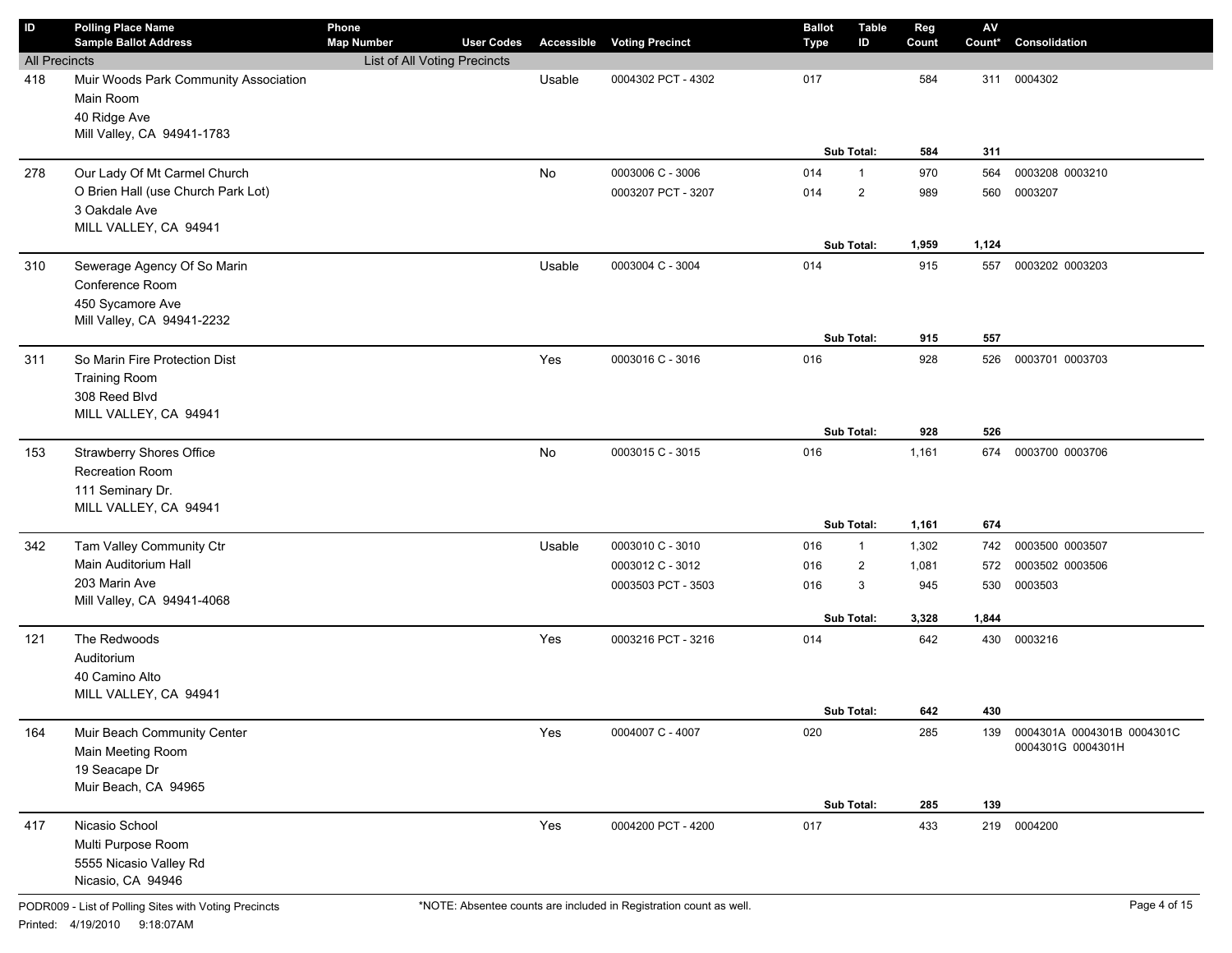| ID | Polling Place Name / Sample Ballot Address | Phone / Map Number | User Codes | Accessible | Voting Precinct | Ballot Type | Table ID | Reg Count | AV Count* | Consolidation |
|---|---|---|---|---|---|---|---|---|---|---|
| All Precincts | | List of All Voting Precincts | | | | | | | | |
| 418 | Muir Woods Park Community Association<br>Main Room<br>40 Ridge Ave<br>Mill Valley, CA 94941-1783 | | | Usable | 0004302 PCT - 4302 | 017 | | 584 | 311 | 0004302 |
| | | | | | | | **Sub Total:** | **584** | **311** | |
| 278 | Our Lady Of Mt Carmel Church<br>O Brien Hall (use Church Park Lot)<br>3 Oakdale Ave<br>MILL VALLEY, CA 94941 | | | No | 0003006 C - 3006 | 014 | 1 | 970 | 564 | 0003208 0003210 |
| | | | | | 0003207 PCT - 3207 | 014 | 2 | 989 | 560 | 0003207 |
| | | | | | | | **Sub Total:** | **1,959** | **1,124** | |
| 310 | Sewerage Agency Of So Marin<br>Conference Room<br>450 Sycamore Ave<br>Mill Valley, CA 94941-2232 | | | Usable | 0003004 C - 3004 | 014 | | 915 | 557 | 0003202 0003203 |
| | | | | | | | **Sub Total:** | **915** | **557** | |
| 311 | So Marin Fire Protection Dist<br>Training Room<br>308 Reed Blvd<br>MILL VALLEY, CA 94941 | | | Yes | 0003016 C - 3016 | 016 | | 928 | 526 | 0003701 0003703 |
| | | | | | | | **Sub Total:** | **928** | **526** | |
| 153 | Strawberry Shores Office<br>Recreation Room<br>111 Seminary Dr.<br>MILL VALLEY, CA 94941 | | | No | 0003015 C - 3015 | 016 | | 1,161 | 674 | 0003700 0003706 |
| | | | | | | | **Sub Total:** | **1,161** | **674** | |
| 342 | Tam Valley Community Ctr<br>Main Auditorium Hall<br>203 Marin Ave<br>Mill Valley, CA 94941-4068 | | | Usable | 0003010 C - 3010 | 016 | 1 | 1,302 | 742 | 0003500 0003507 |
| | | | | | 0003012 C - 3012 | 016 | 2 | 1,081 | 572 | 0003502 0003506 |
| | | | | | 0003503 PCT - 3503 | 016 | 3 | 945 | 530 | 0003503 |
| | | | | | | | **Sub Total:** | **3,328** | **1,844** | |
| 121 | The Redwoods<br>Auditorium<br>40 Camino Alto<br>MILL VALLEY, CA 94941 | | | Yes | 0003216 PCT - 3216 | 014 | | 642 | 430 | 0003216 |
| | | | | | | | **Sub Total:** | **642** | **430** | |
| 164 | Muir Beach Community Center<br>Main Meeting Room<br>19 Seacape Dr<br>Muir Beach, CA 94965 | | | Yes | 0004007 C - 4007 | 020 | | 285 | 139 | 0004301A 0004301B 0004301C 0004301G 0004301H |
| | | | | | | | **Sub Total:** | **285** | **139** | |
| 417 | Nicasio School<br>Multi Purpose Room<br>5555 Nicasio Valley Rd<br>Nicasio, CA 94946 | | | Yes | 0004200 PCT - 4200 | 017 | | 433 | 219 | 0004200 |

PODR009 - List of Polling Sites with Voting Precincts

Printed: 4/19/2010 9:18:07AM

*NOTE: Absentee counts are included in Registration count as well.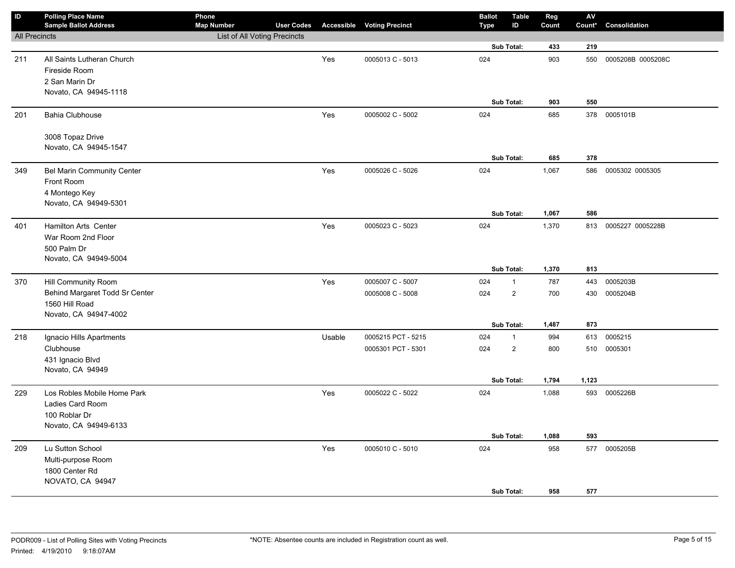| ID | Polling Place Name<br>Sample Ballot Address | Phone<br>Map Number | User Codes | Accessible | Voting Precinct | Ballot Type | Table ID | Reg Count | AV Count* | Consolidation |
|---|---|---|---|---|---|---|---|---|---|---|
| All Precincts | | List of All Voting Precincts | | | | | | | | |
| | | | | | | | Sub Total: | 433 | 219 | |
| 211 | All Saints Lutheran Church<br>Fireside Room<br>2 San Marin Dr<br>Novato, CA 94945-1118 | | | Yes | 0005013 C - 5013 | 024 | | 903 | 550 | 0005208B 0005208C |
| | | | | | | | Sub Total: | 903 | 550 | |
| 201 | Bahia Clubhouse<br><br>3008 Topaz Drive<br>Novato, CA 94945-1547 | | | Yes | 0005002 C - 5002 | 024 | | 685 | 378 | 0005101B |
| | | | | | | | Sub Total: | 685 | 378 | |
| 349 | Bel Marin Community Center<br>Front Room<br>4 Montego Key<br>Novato, CA 94949-5301 | | | Yes | 0005026 C - 5026 | 024 | | 1,067 | 586 | 0005302 0005305 |
| | | | | | | | Sub Total: | 1,067 | 586 | |
| 401 | Hamilton Arts Center<br>War Room 2nd Floor<br>500 Palm Dr<br>Novato, CA 94949-5004 | | | Yes | 0005023 C - 5023 | 024 | | 1,370 | 813 | 0005227 0005228B |
| | | | | | | | Sub Total: | 1,370 | 813 | |
| 370 | Hill Community Room<br>Behind Margaret Todd Sr Center<br>1560 Hill Road<br>Novato, CA 94947-4002 | | | Yes | 0005007 C - 5007 | 024 | 1 | 787 | 443 | 0005203B |
| | | | | | 0005008 C - 5008 | 024 | 2 | 700 | 430 | 0005204B |
| | | | | | | | Sub Total: | 1,487 | 873 | |
| 218 | Ignacio Hills Apartments<br>Clubhouse<br>431 Ignacio Blvd<br>Novato, CA 94949 | | | Usable | 0005215 PCT - 5215 | 024 | 1 | 994 | 613 | 0005215 |
| | | | | | 0005301 PCT - 5301 | 024 | 2 | 800 | 510 | 0005301 |
| | | | | | | | Sub Total: | 1,794 | 1,123 | |
| 229 | Los Robles Mobile Home Park<br>Ladies Card Room<br>100 Roblar Dr<br>Novato, CA 94949-6133 | | | Yes | 0005022 C - 5022 | 024 | | 1,088 | 593 | 0005226B |
| | | | | | | | Sub Total: | 1,088 | 593 | |
| 209 | Lu Sutton School<br>Multi-purpose Room<br>1800 Center Rd<br>NOVATO, CA 94947 | | | Yes | 0005010 C - 5010 | 024 | | 958 | 577 | 0005205B |
| | | | | | | | Sub Total: | 958 | 577 | |

PODR009 - List of Polling Sites with Voting Precincts
Printed: 4/19/2010 9:18:07AM

*NOTE: Absentee counts are included in Registration count as well.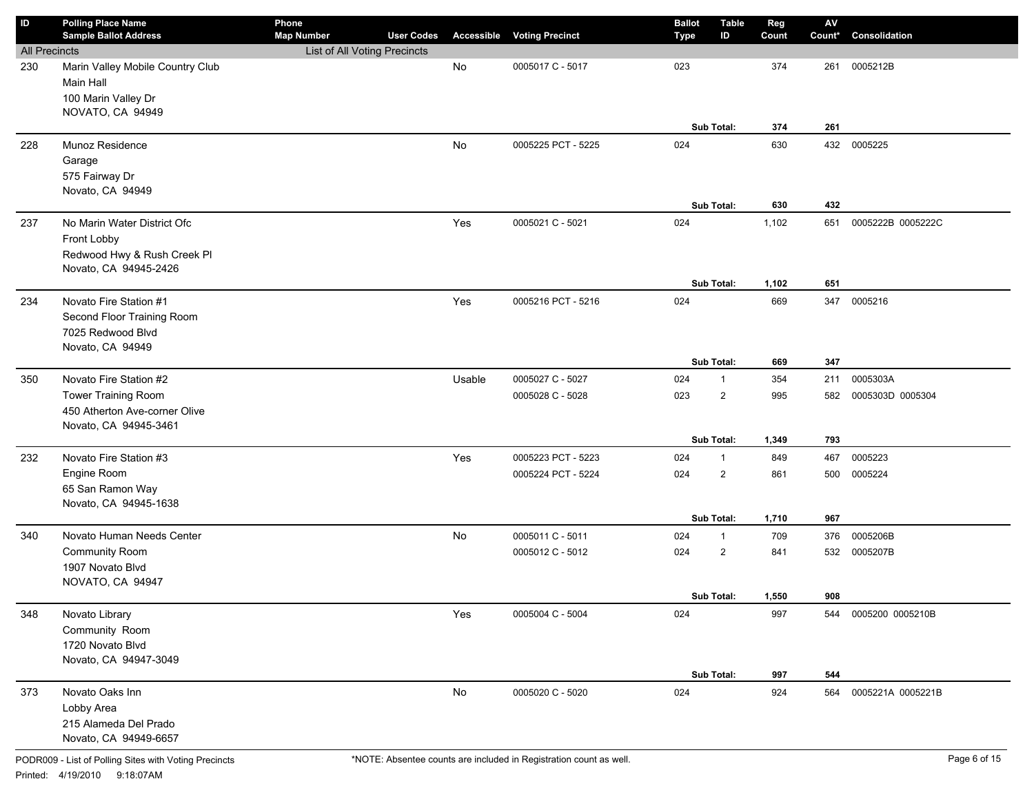| ID | Polling Place Name<br>Sample Ballot Address | Phone<br>Map Number | User Codes | Accessible | Voting Precinct | Ballot Type | Table ID | Reg Count | AV Count* | Consolidation |
|---|---|---|---|---|---|---|---|---|---|---|
| All Precincts | | List of All Voting Precincts | | | | | | | | |
| 230 | Marin Valley Mobile Country Club<br>Main Hall<br>100 Marin Valley Dr<br>NOVATO, CA 94949 | | | No | 0005017 C - 5017 | 023 | | 374 | 261 | 0005212B |
| | | | | | | | **Sub Total:** | **374** | **261** | |
| 228 | Munoz Residence<br>Garage<br>575 Fairway Dr<br>Novato, CA 94949 | | | No | 0005225 PCT - 5225 | 024 | | 630 | 432 | 0005225 |
| | | | | | | | **Sub Total:** | **630** | **432** | |
| 237 | No Marin Water District Ofc<br>Front Lobby<br>Redwood Hwy & Rush Creek Pl<br>Novato, CA 94945-2426 | | | Yes | 0005021 C - 5021 | 024 | | 1,102 | 651 | 0005222B 0005222C |
| | | | | | | | **Sub Total:** | **1,102** | **651** | |
| 234 | Novato Fire Station #1<br>Second Floor Training Room<br>7025 Redwood Blvd<br>Novato, CA 94949 | | | Yes | 0005216 PCT - 5216 | 024 | | 669 | 347 | 0005216 |
| | | | | | | | **Sub Total:** | **669** | **347** | |
| 350 | Novato Fire Station #2<br>Tower Training Room<br>450 Atherton Ave-corner Olive<br>Novato, CA 94945-3461 | | | Usable | 0005027 C - 5027 | 024 | 1 | 354 | 211 | 0005303A |
| | | | | | 0005028 C - 5028 | 023 | 2 | 995 | 582 | 0005303D 0005304 |
| | | | | | | | **Sub Total:** | **1,349** | **793** | |
| 232 | Novato Fire Station #3<br>Engine Room<br>65 San Ramon Way<br>Novato, CA 94945-1638 | | | Yes | 0005223 PCT - 5223 | 024 | 1 | 849 | 467 | 0005223 |
| | | | | | 0005224 PCT - 5224 | 024 | 2 | 861 | 500 | 0005224 |
| | | | | | | | **Sub Total:** | **1,710** | **967** | |
| 340 | Novato Human Needs Center<br>Community Room<br>1907 Novato Blvd<br>NOVATO, CA 94947 | | | No | 0005011 C - 5011 | 024 | 1 | 709 | 376 | 0005206B |
| | | | | | 0005012 C - 5012 | 024 | 2 | 841 | 532 | 0005207B |
| | | | | | | | **Sub Total:** | **1,550** | **908** | |
| 348 | Novato Library<br>Community Room<br>1720 Novato Blvd<br>Novato, CA 94947-3049 | | | Yes | 0005004 C - 5004 | 024 | | 997 | 544 | 0005200 0005210B |
| | | | | | | | **Sub Total:** | **997** | **544** | |
| 373 | Novato Oaks Inn<br>Lobby Area<br>215 Alameda Del Prado<br>Novato, CA 94949-6657 | | | No | 0005020 C - 5020 | 024 | | 924 | 564 | 0005221A 0005221B |

PODR009 - List of Polling Sites with Voting Precincts
Printed: 4/19/2010 9:18:07AM

*NOTE: Absentee counts are included in Registration count as well.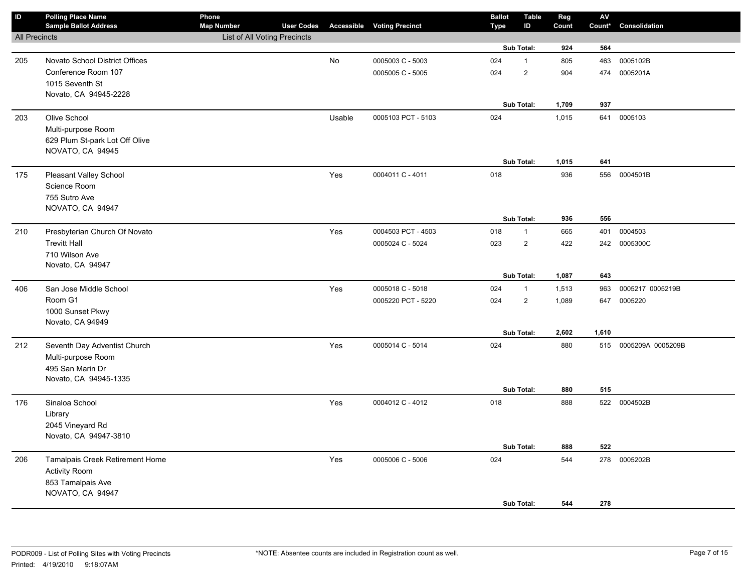| ID | Polling Place Name / Sample Ballot Address | Phone / Map Number | User Codes | Accessible | Voting Precinct | Ballot Type | Table ID | Reg Count | AV Count* | Consolidation |
|---|---|---|---|---|---|---|---|---|---|---|
| All Precincts | | List of All Voting Precincts | | | | | | | | |
| | | | | | | | **Sub Total:** | **924** | **564** | |
| 205 | Novato School District Offices | | | No | 0005003 C - 5003 | 024 | 1 | 805 | 463 | 0005102B |
| | Conference Room 107 | | | | 0005005 C - 5005 | 024 | 2 | 904 | 474 | 0005201A |
| | 1015 Seventh St | | | | | | | | | |
| | Novato, CA 94945-2228 | | | | | | | | | |
| | | | | | | | **Sub Total:** | **1,709** | **937** | |
| 203 | Olive School | | | Usable | 0005103 PCT - 5103 | 024 | | 1,015 | 641 | 0005103 |
| | Multi-purpose Room | | | | | | | | | |
| | 629 Plum St-park Lot Off Olive | | | | | | | | | |
| | NOVATO, CA 94945 | | | | | | | | | |
| | | | | | | | **Sub Total:** | **1,015** | **641** | |
| 175 | Pleasant Valley School | | | Yes | 0004011 C - 4011 | 018 | | 936 | 556 | 0004501B |
| | Science Room | | | | | | | | | |
| | 755 Sutro Ave | | | | | | | | | |
| | NOVATO, CA 94947 | | | | | | | | | |
| | | | | | | | **Sub Total:** | **936** | **556** | |
| 210 | Presbyterian Church Of Novato | | | Yes | 0004503 PCT - 4503 | 018 | 1 | 665 | 401 | 0004503 |
| | Trevitt Hall | | | | 0005024 C - 5024 | 023 | 2 | 422 | 242 | 0005300C |
| | 710 Wilson Ave | | | | | | | | | |
| | Novato, CA 94947 | | | | | | | | | |
| | | | | | | | **Sub Total:** | **1,087** | **643** | |
| 406 | San Jose Middle School | | | Yes | 0005018 C - 5018 | 024 | 1 | 1,513 | 963 | 0005217 0005219B |
| | Room G1 | | | | 0005220 PCT - 5220 | 024 | 2 | 1,089 | 647 | 0005220 |
| | 1000 Sunset Pkwy | | | | | | | | | |
| | Novato, CA 94949 | | | | | | | | | |
| | | | | | | | **Sub Total:** | **2,602** | **1,610** | |
| 212 | Seventh Day Adventist Church | | | Yes | 0005014 C - 5014 | 024 | | 880 | 515 | 0005209A 0005209B |
| | Multi-purpose Room | | | | | | | | | |
| | 495 San Marin Dr | | | | | | | | | |
| | Novato, CA 94945-1335 | | | | | | | | | |
| | | | | | | | **Sub Total:** | **880** | **515** | |
| 176 | Sinaloa School | | | Yes | 0004012 C - 4012 | 018 | | 888 | 522 | 0004502B |
| | Library | | | | | | | | | |
| | 2045 Vineyard Rd | | | | | | | | | |
| | Novato, CA 94947-3810 | | | | | | | | | |
| | | | | | | | **Sub Total:** | **888** | **522** | |
| 206 | Tamalpais Creek Retirement Home | | | Yes | 0005006 C - 5006 | 024 | | 544 | 278 | 0005202B |
| | Activity Room | | | | | | | | | |
| | 853 Tamalpais Ave | | | | | | | | | |
| | NOVATO, CA 94947 | | | | | | | | | |
| | | | | | | | **Sub Total:** | **544** | **278** | |

PODR009 - List of Polling Sites with Voting Precincts
Printed: 4/19/2010 9:18:07AM

*NOTE: Absentee counts are included in Registration count as well.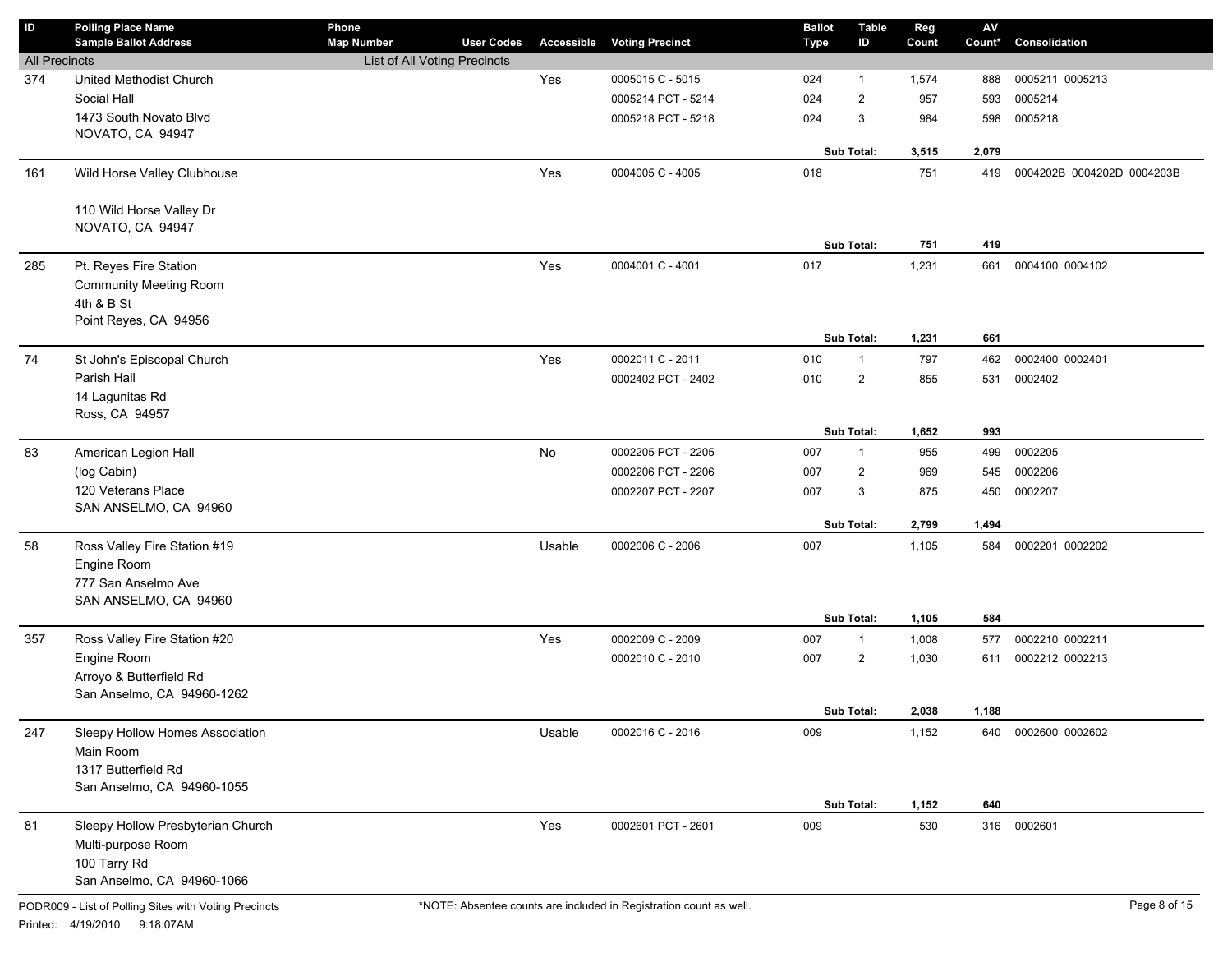| ID | Polling Place Name<br>Sample Ballot Address | Phone<br>Map Number | User Codes | Accessible | Voting Precinct | Ballot Type | Table ID | Reg Count | AV Count* | Consolidation |
|---|---|---|---|---|---|---|---|---|---|---|
| All Precincts | | List of All Voting Precincts | | | | | | | | |
| 374 | United Methodist Church | | | Yes | 0005015 C - 5015 | 024 | 1 | 1,574 | 888 | 0005211 0005213 |
| | Social Hall | | | | 0005214 PCT - 5214 | 024 | 2 | 957 | 593 | 0005214 |
| | 1473 South Novato Blvd | | | | 0005218 PCT - 5218 | 024 | 3 | 984 | 598 | 0005218 |
| | NOVATO, CA 94947 | | | | | | | | | |
| | | | | | | | **Sub Total:** | **3,515** | **2,079** | |
| 161 | Wild Horse Valley Clubhouse | | | Yes | 0004005 C - 4005 | 018 | | 751 | 419 | 0004202B 0004202D 0004203B |
| | 110 Wild Horse Valley Dr | | | | | | | | | |
| | NOVATO, CA 94947 | | | | | | | | | |
| | | | | | | | **Sub Total:** | **751** | **419** | |
| 285 | Pt. Reyes Fire Station | | | Yes | 0004001 C - 4001 | 017 | | 1,231 | 661 | 0004100 0004102 |
| | Community Meeting Room | | | | | | | | | |
| | 4th & B St | | | | | | | | | |
| | Point Reyes, CA 94956 | | | | | | | | | |
| | | | | | | | **Sub Total:** | **1,231** | **661** | |
| 74 | St John's Episcopal Church | | | Yes | 0002011 C - 2011 | 010 | 1 | 797 | 462 | 0002400 0002401 |
| | Parish Hall | | | | 0002402 PCT - 2402 | 010 | 2 | 855 | 531 | 0002402 |
| | 14 Lagunitas Rd | | | | | | | | | |
| | Ross, CA 94957 | | | | | | | | | |
| | | | | | | | **Sub Total:** | **1,652** | **993** | |
| 83 | American Legion Hall | | | No | 0002205 PCT - 2205 | 007 | 1 | 955 | 499 | 0002205 |
| | (log Cabin) | | | | 0002206 PCT - 2206 | 007 | 2 | 969 | 545 | 0002206 |
| | 120 Veterans Place | | | | 0002207 PCT - 2207 | 007 | 3 | 875 | 450 | 0002207 |
| | SAN ANSELMO, CA 94960 | | | | | | | | | |
| | | | | | | | **Sub Total:** | **2,799** | **1,494** | |
| 58 | Ross Valley Fire Station #19 | | | Usable | 0002006 C - 2006 | 007 | | 1,105 | 584 | 0002201 0002202 |
| | Engine Room | | | | | | | | | |
| | 777 San Anselmo Ave | | | | | | | | | |
| | SAN ANSELMO, CA 94960 | | | | | | | | | |
| | | | | | | | **Sub Total:** | **1,105** | **584** | |
| 357 | Ross Valley Fire Station #20 | | | Yes | 0002009 C - 2009 | 007 | 1 | 1,008 | 577 | 0002210 0002211 |
| | Engine Room | | | | 0002010 C - 2010 | 007 | 2 | 1,030 | 611 | 0002212 0002213 |
| | Arroyo & Butterfield Rd | | | | | | | | | |
| | San Anselmo, CA 94960-1262 | | | | | | | | | |
| | | | | | | | **Sub Total:** | **2,038** | **1,188** | |
| 247 | Sleepy Hollow Homes Association | | | Usable | 0002016 C - 2016 | 009 | | 1,152 | 640 | 0002600 0002602 |
| | Main Room | | | | | | | | | |
| | 1317 Butterfield Rd | | | | | | | | | |
| | San Anselmo, CA 94960-1055 | | | | | | | | | |
| | | | | | | | **Sub Total:** | **1,152** | **640** | |
| 81 | Sleepy Hollow Presbyterian Church | | | Yes | 0002601 PCT - 2601 | 009 | | 530 | 316 | 0002601 |
| | Multi-purpose Room | | | | | | | | | |
| | 100 Tarry Rd | | | | | | | | | |
| | San Anselmo, CA 94960-1066 | | | | | | | | | |

PODR009 - List of Polling Sites with Voting Precincts

Printed: 4/19/2010 9:18:07AM

*NOTE: Absentee counts are included in Registration count as well.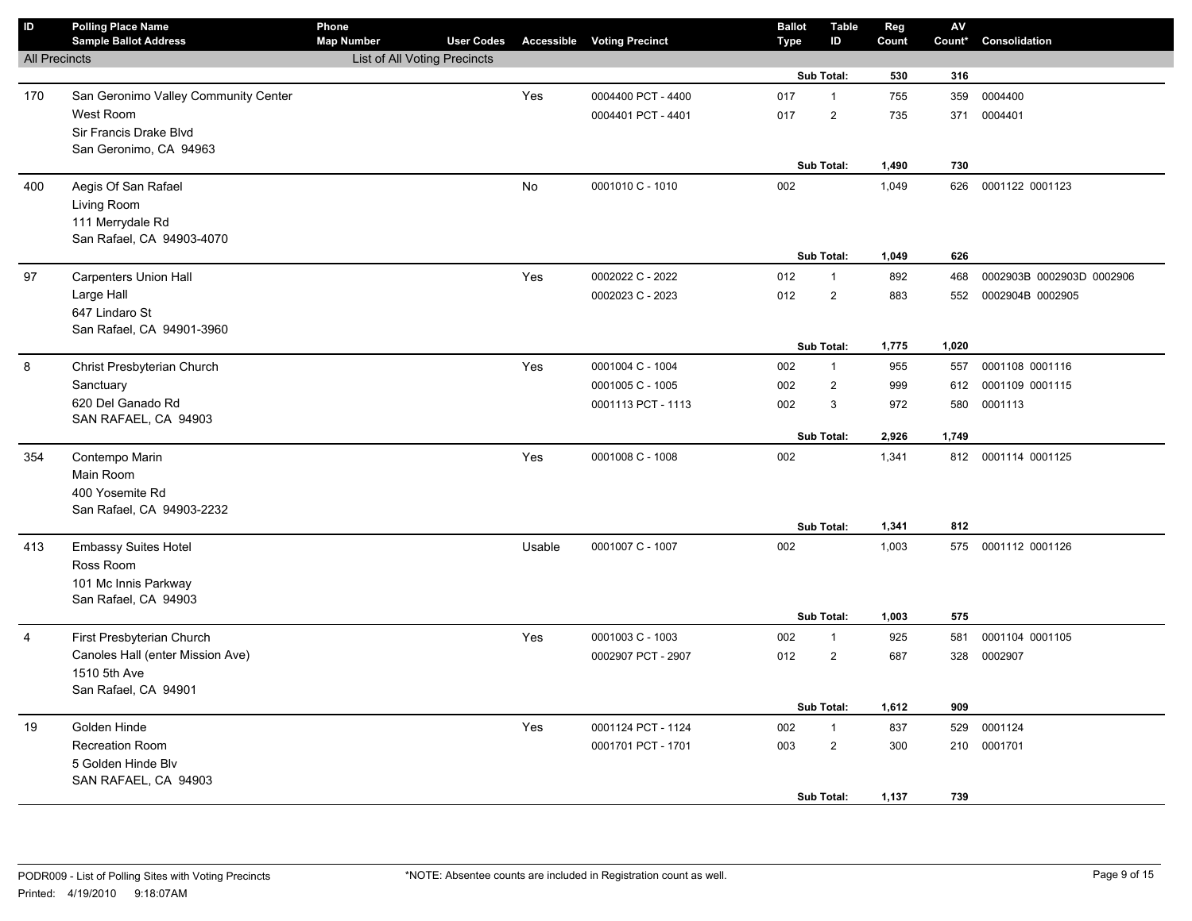| ID | Polling Place Name<br>Sample Ballot Address | Phone<br>Map Number | User Codes | Accessible | Voting Precinct | Ballot Type | Table ID | Reg Count | AV Count* | Consolidation |
|---|---|---|---|---|---|---|---|---|---|---|
| All Precincts | | List of All Voting Precincts | | | | | | | | |
| | | | | | | | Sub Total: | 530 | 316 | |
| 170 | San Geronimo Valley Community Center | | | Yes | 0004400 PCT - 4400 | 017 | 1 | 755 | 359 | 0004400 |
| | West Room | | | | 0004401 PCT - 4401 | 017 | 2 | 735 | 371 | 0004401 |
| | Sir Francis Drake Blvd | | | | | | | | | |
| | San Geronimo, CA 94963 | | | | | | | | | |
| | | | | | | | Sub Total: | 1,490 | 730 | |
| 400 | Aegis Of San Rafael | | | No | 0001010 C - 1010 | 002 | | 1,049 | 626 | 0001122 0001123 |
| | Living Room | | | | | | | | | |
| | 111 Merrydale Rd | | | | | | | | | |
| | San Rafael, CA 94903-4070 | | | | | | | | | |
| | | | | | | | Sub Total: | 1,049 | 626 | |
| 97 | Carpenters Union Hall | | | Yes | 0002022 C - 2022 | 012 | 1 | 892 | 468 | 0002903B 0002903D 0002906 |
| | Large Hall | | | | 0002023 C - 2023 | 012 | 2 | 883 | 552 | 0002904B 0002905 |
| | 647 Lindaro St | | | | | | | | | |
| | San Rafael, CA 94901-3960 | | | | | | | | | |
| | | | | | | | Sub Total: | 1,775 | 1,020 | |
| 8 | Christ Presbyterian Church | | | Yes | 0001004 C - 1004 | 002 | 1 | 955 | 557 | 0001108 0001116 |
| | Sanctuary | | | | 0001005 C - 1005 | 002 | 2 | 999 | 612 | 0001109 0001115 |
| | 620 Del Ganado Rd | | | | 0001113 PCT - 1113 | 002 | 3 | 972 | 580 | 0001113 |
| | SAN RAFAEL, CA 94903 | | | | | | | | | |
| | | | | | | | Sub Total: | 2,926 | 1,749 | |
| 354 | Contempo Marin | | | Yes | 0001008 C - 1008 | 002 | | 1,341 | 812 | 0001114 0001125 |
| | Main Room | | | | | | | | | |
| | 400 Yosemite Rd | | | | | | | | | |
| | San Rafael, CA 94903-2232 | | | | | | | | | |
| | | | | | | | Sub Total: | 1,341 | 812 | |
| 413 | Embassy Suites Hotel | | | Usable | 0001007 C - 1007 | 002 | | 1,003 | 575 | 0001112 0001126 |
| | Ross Room | | | | | | | | | |
| | 101 Mc Innis Parkway | | | | | | | | | |
| | San Rafael, CA 94903 | | | | | | | | | |
| | | | | | | | Sub Total: | 1,003 | 575 | |
| 4 | First Presbyterian Church | | | Yes | 0001003 C - 1003 | 002 | 1 | 925 | 581 | 0001104 0001105 |
| | Canoles Hall (enter Mission Ave) | | | | 0002907 PCT - 2907 | 012 | 2 | 687 | 328 | 0002907 |
| | 1510 5th Ave | | | | | | | | | |
| | San Rafael, CA 94901 | | | | | | | | | |
| | | | | | | | Sub Total: | 1,612 | 909 | |
| 19 | Golden Hinde | | | Yes | 0001124 PCT - 1124 | 002 | 1 | 837 | 529 | 0001124 |
| | Recreation Room | | | | 0001701 PCT - 1701 | 003 | 2 | 300 | 210 | 0001701 |
| | 5 Golden Hinde Blv | | | | | | | | | |
| | SAN RAFAEL, CA 94903 | | | | | | | | | |
| | | | | | | | Sub Total: | 1,137 | 739 | |

PODR009 - List of Polling Sites with Voting Precincts

Printed: 4/19/2010 9:18:07AM

*NOTE: Absentee counts are included in Registration count as well.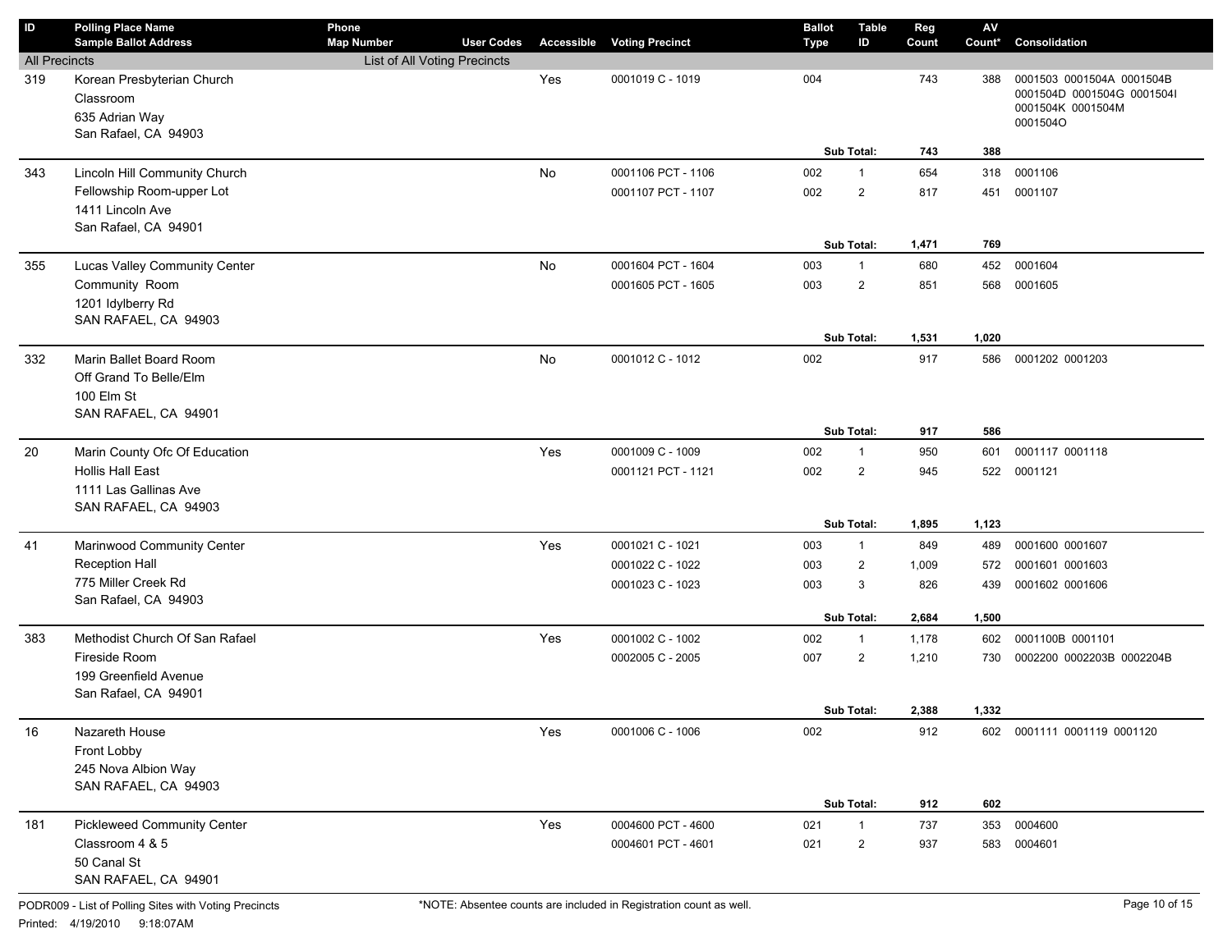| ID | Polling Place Name / Sample Ballot Address | Phone / Map Number | User Codes | Accessible | Voting Precinct | Ballot Type | Table ID | Reg Count | AV Count* | Consolidation |
|---|---|---|---|---|---|---|---|---|---|---|
| All Precincts | | List of All Voting Precincts | | | | | | | | |
| 319 | Korean Presbyterian Church<br>Classroom<br>635 Adrian Way<br>San Rafael, CA 94903 | | | Yes | 0001019 C - 1019 | 004 | | 743 | 388 | 0001503 0001504A 0001504B 0001504D 0001504G 0001504I 0001504K 0001504M 0001504O |
| | | | | | | | Sub Total: | 743 | 388 | |
| 343 | Lincoln Hill Community Church<br>Fellowship Room-upper Lot<br>1411 Lincoln Ave<br>San Rafael, CA 94901 | | | No | 0001106 PCT - 1106 | 002 | 1 | 654 | 318 | 0001106 |
| | | | | | 0001107 PCT - 1107 | 002 | 2 | 817 | 451 | 0001107 |
| | | | | | | | Sub Total: | 1,471 | 769 | |
| 355 | Lucas Valley Community Center<br>Community Room<br>1201 Idylberry Rd<br>SAN RAFAEL, CA 94903 | | | No | 0001604 PCT - 1604 | 003 | 1 | 680 | 452 | 0001604 |
| | | | | | 0001605 PCT - 1605 | 003 | 2 | 851 | 568 | 0001605 |
| | | | | | | | Sub Total: | 1,531 | 1,020 | |
| 332 | Marin Ballet Board Room<br>Off Grand To Belle/Elm<br>100 Elm St<br>SAN RAFAEL, CA 94901 | | | No | 0001012 C - 1012 | 002 | | 917 | 586 | 0001202 0001203 |
| | | | | | | | Sub Total: | 917 | 586 | |
| 20 | Marin County Ofc Of Education<br>Hollis Hall East<br>1111 Las Gallinas Ave<br>SAN RAFAEL, CA 94903 | | | Yes | 0001009 C - 1009 | 002 | 1 | 950 | 601 | 0001117 0001118 |
| | | | | | 0001121 PCT - 1121 | 002 | 2 | 945 | 522 | 0001121 |
| | | | | | | | Sub Total: | 1,895 | 1,123 | |
| 41 | Marinwood Community Center<br>Reception Hall<br>775 Miller Creek Rd<br>San Rafael, CA 94903 | | | Yes | 0001021 C - 1021 | 003 | 1 | 849 | 489 | 0001600 0001607 |
| | | | | | 0001022 C - 1022 | 003 | 2 | 1,009 | 572 | 0001601 0001603 |
| | | | | | 0001023 C - 1023 | 003 | 3 | 826 | 439 | 0001602 0001606 |
| | | | | | | | Sub Total: | 2,684 | 1,500 | |
| 383 | Methodist Church Of San Rafael<br>Fireside Room<br>199 Greenfield Avenue<br>San Rafael, CA 94901 | | | Yes | 0001002 C - 1002 | 002 | 1 | 1,178 | 602 | 0001100B 0001101 |
| | | | | | 0002005 C - 2005 | 007 | 2 | 1,210 | 730 | 0002200 0002203B 0002204B |
| | | | | | | | Sub Total: | 2,388 | 1,332 | |
| 16 | Nazareth House<br>Front Lobby<br>245 Nova Albion Way<br>SAN RAFAEL, CA 94903 | | | Yes | 0001006 C - 1006 | 002 | | 912 | 602 | 0001111 0001119 0001120 |
| | | | | | | | Sub Total: | 912 | 602 | |
| 181 | Pickleweed Community Center<br>Classroom 4 & 5<br>50 Canal St<br>SAN RAFAEL, CA 94901 | | | Yes | 0004600 PCT - 4600 | 021 | 1 | 737 | 353 | 0004600 |
| | | | | | 0004601 PCT - 4601 | 021 | 2 | 937 | 583 | 0004601 |

PODR009 - List of Polling Sites with Voting Precincts

Printed: 4/19/2010 9:18:07AM

*NOTE: Absentee counts are included in Registration count as well.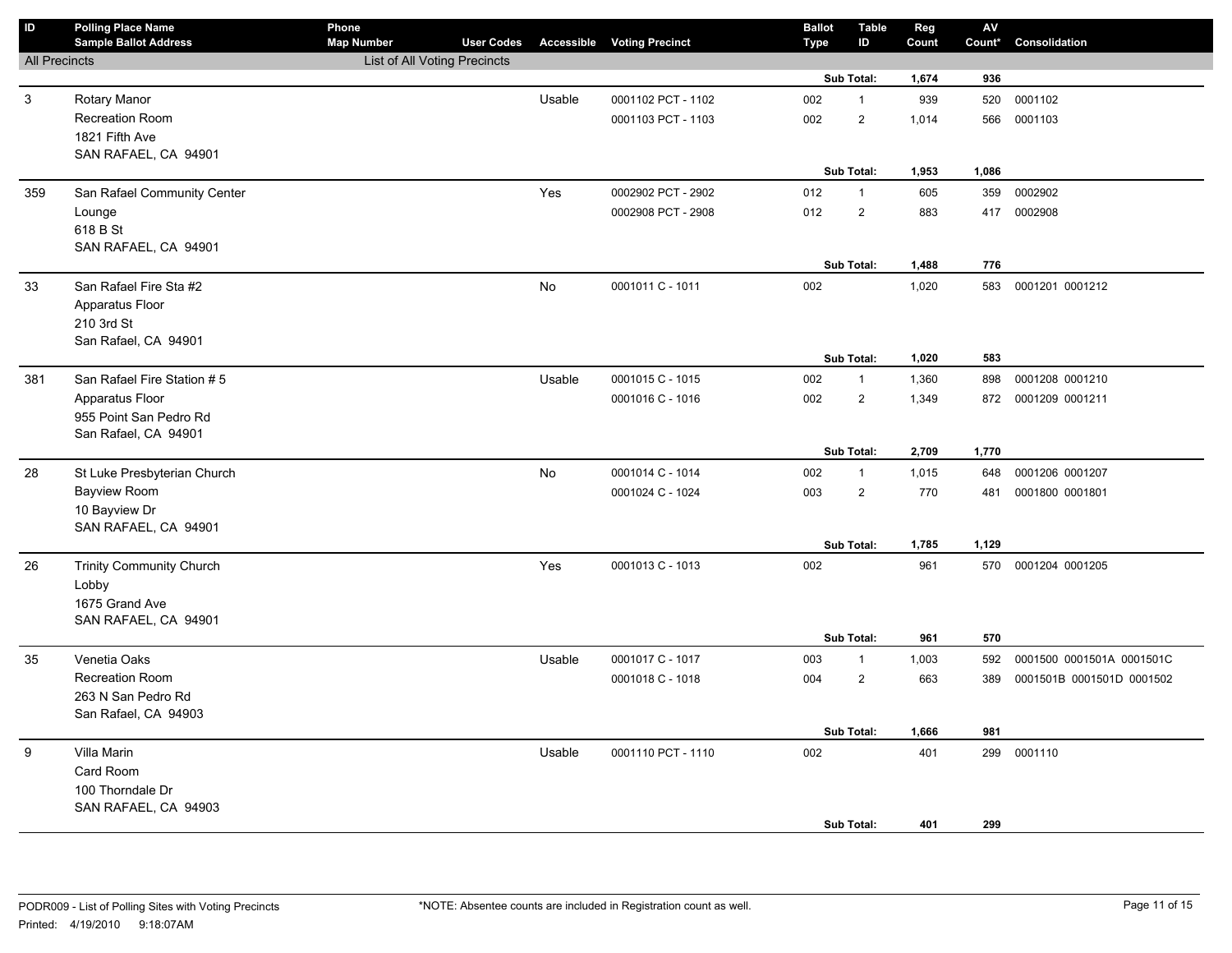| ID | Polling Place Name / Sample Ballot Address | Phone / Map Number | User Codes | Accessible | Voting Precinct | Ballot Type | Table ID | Reg Count | AV Count* | Consolidation |
|---|---|---|---|---|---|---|---|---|---|---|
| All Precincts | | List of All Voting Precincts | | | | | | | | |
| | | | | | | | Sub Total: | 1,674 | 936 | |
| 3 | Rotary Manor | | | Usable | 0001102 PCT - 1102 | 002 | 1 | 939 | 520 | 0001102 |
| | Recreation Room | | | | 0001103 PCT - 1103 | 002 | 2 | 1,014 | 566 | 0001103 |
| | 1821 Fifth Ave | | | | | | | | | |
| | SAN RAFAEL, CA 94901 | | | | | | | | | |
| | | | | | | | Sub Total: | 1,953 | 1,086 | |
| 359 | San Rafael Community Center | | | Yes | 0002902 PCT - 2902 | 012 | 1 | 605 | 359 | 0002902 |
| | Lounge | | | | 0002908 PCT - 2908 | 012 | 2 | 883 | 417 | 0002908 |
| | 618 B St | | | | | | | | | |
| | SAN RAFAEL, CA 94901 | | | | | | | | | |
| | | | | | | | Sub Total: | 1,488 | 776 | |
| 33 | San Rafael Fire Sta #2 | | | No | 0001011 C - 1011 | 002 | | 1,020 | 583 | 0001201 0001212 |
| | Apparatus Floor | | | | | | | | | |
| | 210 3rd St | | | | | | | | | |
| | San Rafael, CA 94901 | | | | | | | | | |
| | | | | | | | Sub Total: | 1,020 | 583 | |
| 381 | San Rafael Fire Station # 5 | | | Usable | 0001015 C - 1015 | 002 | 1 | 1,360 | 898 | 0001208 0001210 |
| | Apparatus Floor | | | | 0001016 C - 1016 | 002 | 2 | 1,349 | 872 | 0001209 0001211 |
| | 955 Point San Pedro Rd | | | | | | | | | |
| | San Rafael, CA 94901 | | | | | | | | | |
| | | | | | | | Sub Total: | 2,709 | 1,770 | |
| 28 | St Luke Presbyterian Church | | | No | 0001014 C - 1014 | 002 | 1 | 1,015 | 648 | 0001206 0001207 |
| | Bayview Room | | | | 0001024 C - 1024 | 003 | 2 | 770 | 481 | 0001800 0001801 |
| | 10 Bayview Dr | | | | | | | | | |
| | SAN RAFAEL, CA 94901 | | | | | | | | | |
| | | | | | | | Sub Total: | 1,785 | 1,129 | |
| 26 | Trinity Community Church | | | Yes | 0001013 C - 1013 | 002 | | 961 | 570 | 0001204 0001205 |
| | Lobby | | | | | | | | | |
| | 1675 Grand Ave | | | | | | | | | |
| | SAN RAFAEL, CA 94901 | | | | | | | | | |
| | | | | | | | Sub Total: | 961 | 570 | |
| 35 | Venetia Oaks | | | Usable | 0001017 C - 1017 | 003 | 1 | 1,003 | 592 | 0001500 0001501A 0001501C |
| | Recreation Room | | | | 0001018 C - 1018 | 004 | 2 | 663 | 389 | 0001501B 0001501D 0001502 |
| | 263 N San Pedro Rd | | | | | | | | | |
| | San Rafael, CA 94903 | | | | | | | | | |
| | | | | | | | Sub Total: | 1,666 | 981 | |
| 9 | Villa Marin | | | Usable | 0001110 PCT - 1110 | 002 | | 401 | 299 | 0001110 |
| | Card Room | | | | | | | | | |
| | 100 Thorndale Dr | | | | | | | | | |
| | SAN RAFAEL, CA 94903 | | | | | | | | | |
| | | | | | | | Sub Total: | 401 | 299 | |

PODR009 - List of Polling Sites with Voting Precincts

Printed: 4/19/2010 9:18:07AM

*NOTE: Absentee counts are included in Registration count as well.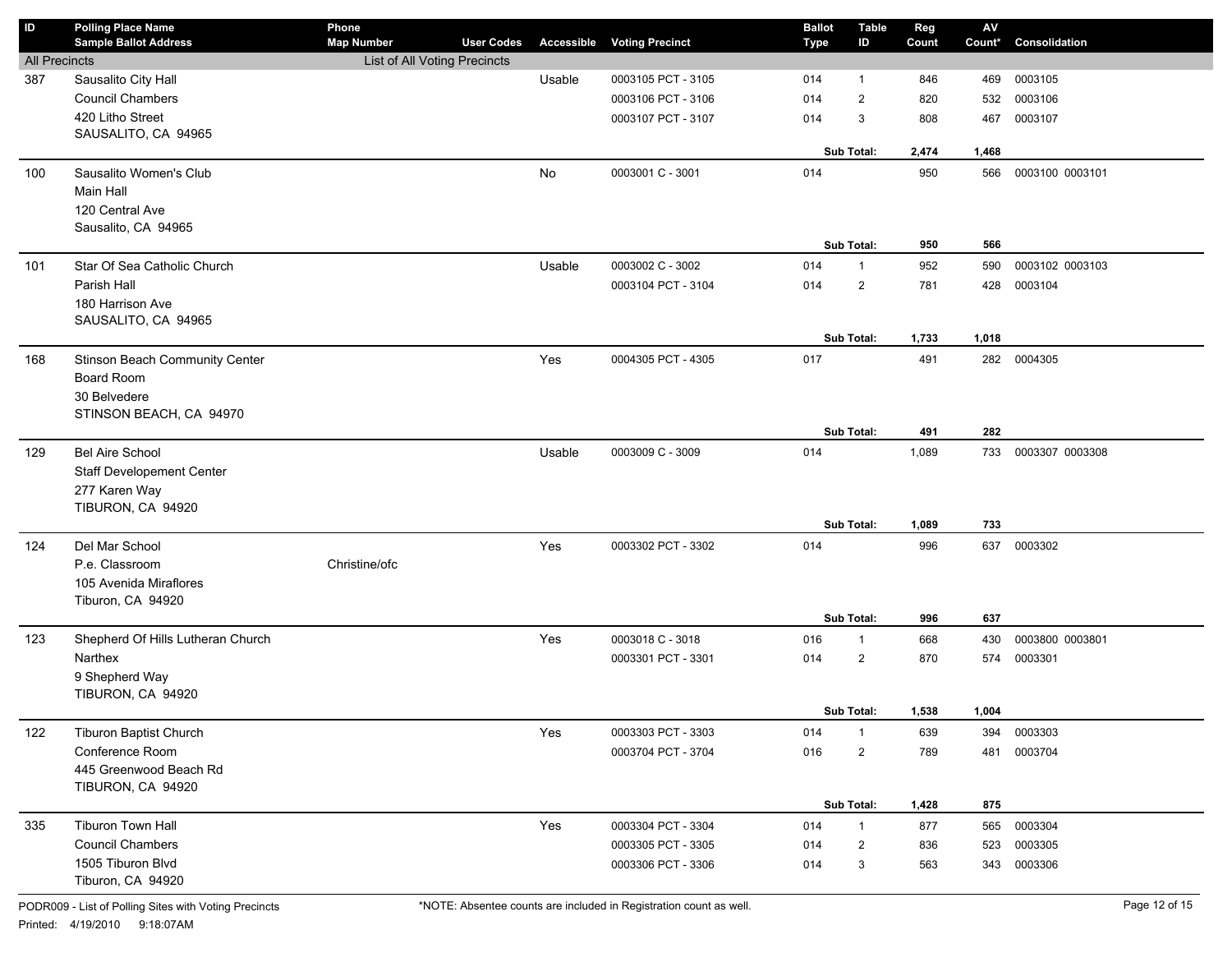| ID | Polling Place Name<br>Sample Ballot Address | Phone<br>Map Number | User Codes | Accessible | Voting Precinct | Ballot Type | Table ID | Reg Count | AV Count* | Consolidation |
|---|---|---|---|---|---|---|---|---|---|---|
| All Precincts | | List of All Voting Precincts | | | | | | | | |
| 387 | Sausalito City Hall | | | Usable | 0003105 PCT - 3105 | 014 | 1 | 846 | 469 | 0003105 |
| | Council Chambers | | | | 0003106 PCT - 3106 | 014 | 2 | 820 | 532 | 0003106 |
| | 420 Litho Street | | | | 0003107 PCT - 3107 | 014 | 3 | 808 | 467 | 0003107 |
| | SAUSALITO, CA 94965 | | | | | | | | | |
| | | | | | | **Sub Total:** | | **2,474** | **1,468** | |
| 100 | Sausalito Women's Club | | | No | 0003001 C - 3001 | 014 | | 950 | 566 | 0003100 0003101 |
| | Main Hall | | | | | | | | | |
| | 120 Central Ave | | | | | | | | | |
| | Sausalito, CA 94965 | | | | | | | | | |
| | | | | | | **Sub Total:** | | **950** | **566** | |
| 101 | Star Of Sea Catholic Church | | | Usable | 0003002 C - 3002 | 014 | 1 | 952 | 590 | 0003102 0003103 |
| | Parish Hall | | | | 0003104 PCT - 3104 | 014 | 2 | 781 | 428 | 0003104 |
| | 180 Harrison Ave | | | | | | | | | |
| | SAUSALITO, CA 94965 | | | | | | | | | |
| | | | | | | **Sub Total:** | | **1,733** | **1,018** | |
| 168 | Stinson Beach Community Center | | | Yes | 0004305 PCT - 4305 | 017 | | 491 | 282 | 0004305 |
| | Board Room | | | | | | | | | |
| | 30 Belvedere | | | | | | | | | |
| | STINSON BEACH, CA 94970 | | | | | | | | | |
| | | | | | | **Sub Total:** | | **491** | **282** | |
| 129 | Bel Aire School | | | Usable | 0003009 C - 3009 | 014 | | 1,089 | 733 | 0003307 0003308 |
| | Staff Developement Center | | | | | | | | | |
| | 277 Karen Way | | | | | | | | | |
| | TIBURON, CA 94920 | | | | | | | | | |
| | | | | | | **Sub Total:** | | **1,089** | **733** | |
| 124 | Del Mar School | | | Yes | 0003302 PCT - 3302 | 014 | | 996 | 637 | 0003302 |
| | P.e. Classroom | Christine/ofc | | | | | | | | |
| | 105 Avenida Miraflores | | | | | | | | | |
| | Tiburon, CA 94920 | | | | | | | | | |
| | | | | | | **Sub Total:** | | **996** | **637** | |
| 123 | Shepherd Of Hills Lutheran Church | | | Yes | 0003018 C - 3018 | 016 | 1 | 668 | 430 | 0003800 0003801 |
| | Narthex | | | | 0003301 PCT - 3301 | 014 | 2 | 870 | 574 | 0003301 |
| | 9 Shepherd Way | | | | | | | | | |
| | TIBURON, CA 94920 | | | | | | | | | |
| | | | | | | **Sub Total:** | | **1,538** | **1,004** | |
| 122 | Tiburon Baptist Church | | | Yes | 0003303 PCT - 3303 | 014 | 1 | 639 | 394 | 0003303 |
| | Conference Room | | | | 0003704 PCT - 3704 | 016 | 2 | 789 | 481 | 0003704 |
| | 445 Greenwood Beach Rd | | | | | | | | | |
| | TIBURON, CA 94920 | | | | | | | | | |
| | | | | | | **Sub Total:** | | **1,428** | **875** | |
| 335 | Tiburon Town Hall | | | Yes | 0003304 PCT - 3304 | 014 | 1 | 877 | 565 | 0003304 |
| | Council Chambers | | | | 0003305 PCT - 3305 | 014 | 2 | 836 | 523 | 0003305 |
| | 1505 Tiburon Blvd | | | | 0003306 PCT - 3306 | 014 | 3 | 563 | 343 | 0003306 |
| | Tiburon, CA 94920 | | | | | | | | | |

PODR009 - List of Polling Sites with Voting Precincts

*NOTE: Absentee counts are included in Registration count as well.

Printed: 4/19/2010 9:18:07AM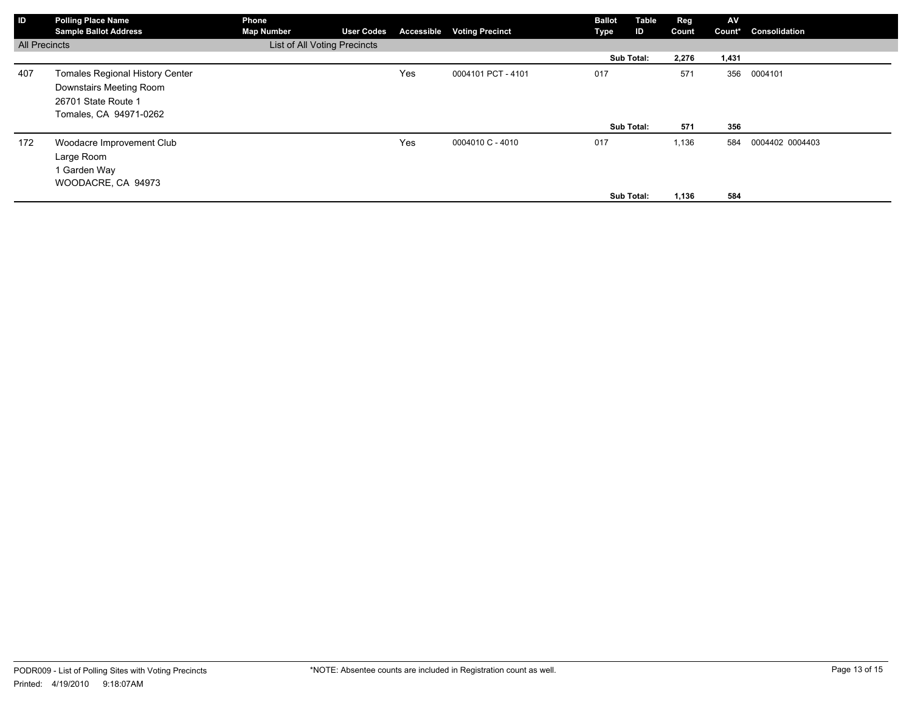| ID | Polling Place Name<br>Sample Ballot Address | Phone<br>Map Number | User Codes | Accessible | Voting Precinct | Ballot Type | Table ID | Reg Count | AV Count* | Consolidation |
|---|---|---|---|---|---|---|---|---|---|---|
| All Precincts | | List of All Voting Precincts | | | | | | | | |
| | | | | | | Sub Total: | | 2,276 | 1,431 | |
| 407 | Tomales Regional History Center<br>Downstairs Meeting Room<br>26701 State Route 1<br>Tomales, CA 94971-0262 | | | Yes | 0004101 PCT - 4101 | 017 | | 571 | 356 | 0004101 |
| | | | | | | Sub Total: | | 571 | 356 | |
| 172 | Woodacre Improvement Club<br>Large Room<br>1 Garden Way<br>WOODACRE, CA 94973 | | | Yes | 0004010 C - 4010 | 017 | | 1,136 | 584 | 0004402 0004403 |
| | | | | | | Sub Total: | | 1,136 | 584 | |

PODR009 - List of Polling Sites with Voting Precincts
Printed: 4/19/2010 9:18:07AM

*NOTE: Absentee counts are included in Registration count as well.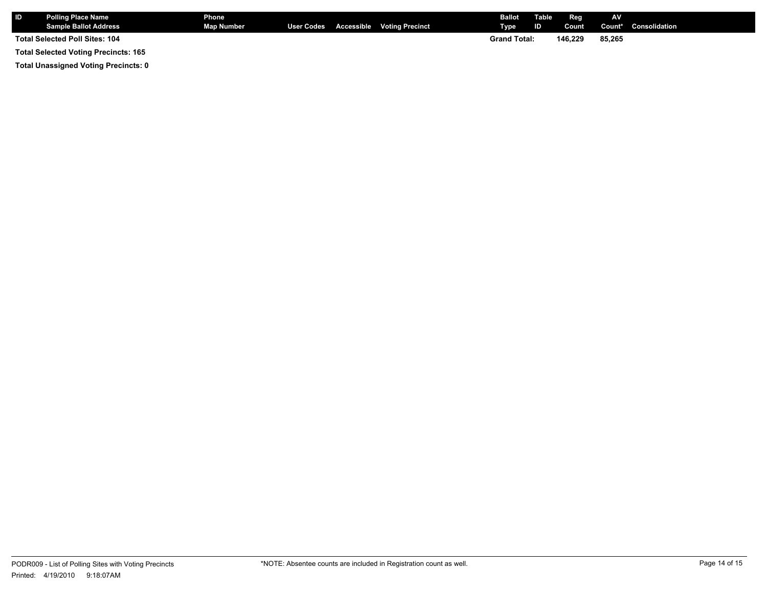| ID | Polling Place Name<br>Sample Ballot Address | Phone<br>Map Number | User Codes | Accessible | Voting Precinct | Ballot Type | Table ID | Reg Count | AV Count* | Consolidation |
|---|---|---|---|---|---|---|---|---|---|---|
| **Total Selected Poll Sites: 104** | | | | | | **Grand Total:** | | **146,229** | **85,265** | |

**Total Selected Voting Precincts: 165**

**Total Unassigned Voting Precincts: 0**

PODR009 - List of Polling Sites with Voting Precincts

Printed: 4/19/2010 9:18:07AM

*NOTE: Absentee counts are included in Registration count as well.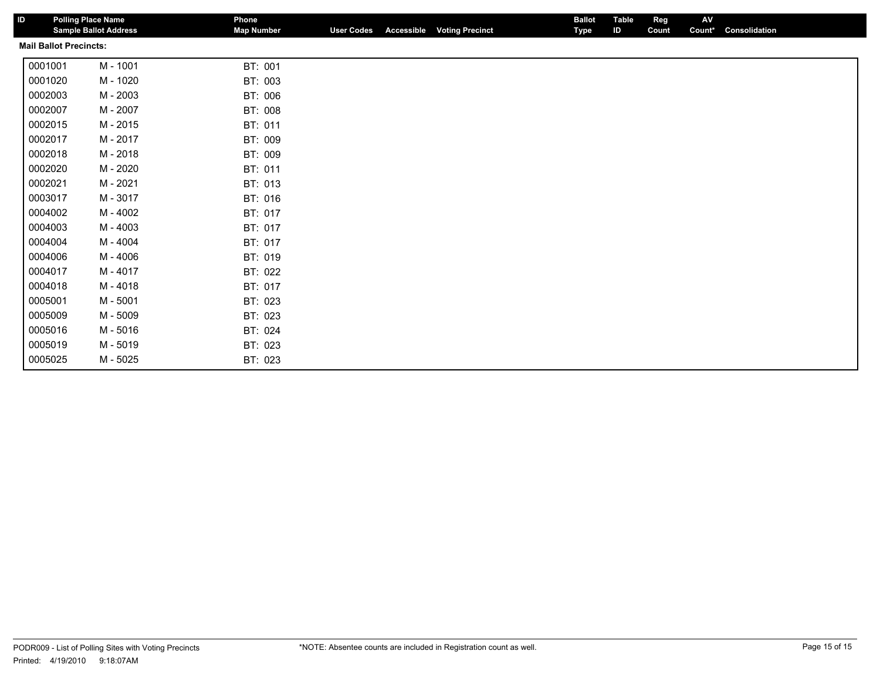| ID | Polling Place Name / Sample Ballot Address | Phone / Map Number | User Codes | Accessible | Voting Precinct | Ballot Type | Table ID | Reg Count | AV Count* | Consolidation |
|---|---|---|---|---|---|---|---|---|---|---|

**Mail Ballot Precincts:**

| | | |
|---|---|---|
| 0001001 | M - 1001 | BT: 001 |
| 0001020 | M - 1020 | BT: 003 |
| 0002003 | M - 2003 | BT: 006 |
| 0002007 | M - 2007 | BT: 008 |
| 0002015 | M - 2015 | BT: 011 |
| 0002017 | M - 2017 | BT: 009 |
| 0002018 | M - 2018 | BT: 009 |
| 0002020 | M - 2020 | BT: 011 |
| 0002021 | M - 2021 | BT: 013 |
| 0003017 | M - 3017 | BT: 016 |
| 0004002 | M - 4002 | BT: 017 |
| 0004003 | M - 4003 | BT: 017 |
| 0004004 | M - 4004 | BT: 017 |
| 0004006 | M - 4006 | BT: 019 |
| 0004017 | M - 4017 | BT: 022 |
| 0004018 | M - 4018 | BT: 017 |
| 0005001 | M - 5001 | BT: 023 |
| 0005009 | M - 5009 | BT: 023 |
| 0005016 | M - 5016 | BT: 024 |
| 0005019 | M - 5019 | BT: 023 |
| 0005025 | M - 5025 | BT: 023 |

PODR009 - List of Polling Sites with Voting Precincts
Printed: 4/19/2010 9:18:07AM

*NOTE: Absentee counts are included in Registration count as well.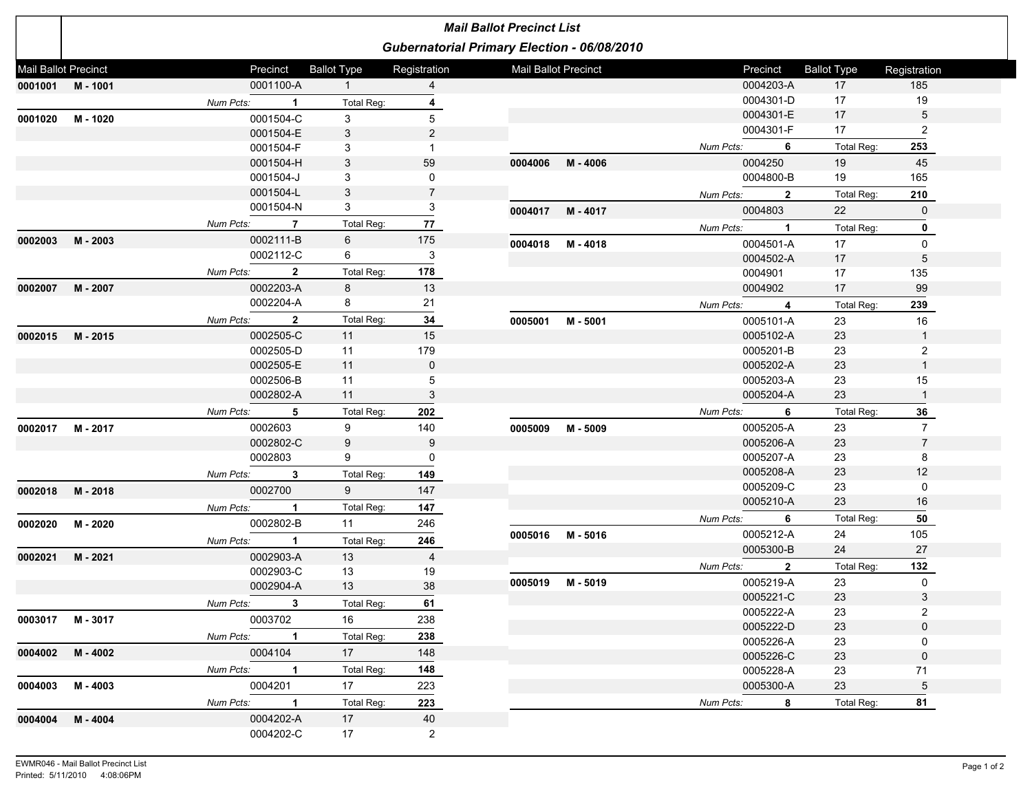## Mail Ballot Precinct List

### Gubernatorial Primary Election - 06/08/2010

| Mail Ballot Precinct | | Precinct | Ballot Type | Registration |
|---|---|---|---|---|
| 0001001 | M - 1001 | 0001100-A | 1 | 4 |
| | | Num Pcts: 1 | Total Reg: | 4 |
| 0001020 | M - 1020 | 0001504-C | 3 | 5 |
| | | 0001504-E | 3 | 2 |
| | | 0001504-F | 3 | 1 |
| | | 0001504-H | 3 | 59 |
| | | 0001504-J | 3 | 0 |
| | | 0001504-L | 3 | 7 |
| | | 0001504-N | 3 | 3 |
| | | Num Pcts: 7 | Total Reg: | 77 |
| 0002003 | M - 2003 | 0002111-B | 6 | 175 |
| | | 0002112-C | 6 | 3 |
| | | Num Pcts: 2 | Total Reg: | 178 |
| 0002007 | M - 2007 | 0002203-A | 8 | 13 |
| | | 0002204-A | 8 | 21 |
| | | Num Pcts: 2 | Total Reg: | 34 |
| 0002015 | M - 2015 | 0002505-C | 11 | 15 |
| | | 0002505-D | 11 | 179 |
| | | 0002505-E | 11 | 0 |
| | | 0002506-B | 11 | 5 |
| | | 0002802-A | 11 | 3 |
| | | Num Pcts: 5 | Total Reg: | 202 |
| 0002017 | M - 2017 | 0002603 | 9 | 140 |
| | | 0002802-C | 9 | 9 |
| | | 0002803 | 9 | 0 |
| | | Num Pcts: 3 | Total Reg: | 149 |
| 0002018 | M - 2018 | 0002700 | 9 | 147 |
| | | Num Pcts: 1 | Total Reg: | 147 |
| 0002020 | M - 2020 | 0002802-B | 11 | 246 |
| | | Num Pcts: 1 | Total Reg: | 246 |
| 0002021 | M - 2021 | 0002903-A | 13 | 4 |
| | | 0002903-C | 13 | 19 |
| | | 0002904-A | 13 | 38 |
| | | Num Pcts: 3 | Total Reg: | 61 |
| 0003017 | M - 3017 | 0003702 | 16 | 238 |
| | | Num Pcts: 1 | Total Reg: | 238 |
| 0004002 | M - 4002 | 0004104 | 17 | 148 |
| | | Num Pcts: 1 | Total Reg: | 148 |
| 0004003 | M - 4003 | 0004201 | 17 | 223 |
| | | Num Pcts: 1 | Total Reg: | 223 |
| 0004004 | M - 4004 | 0004202-A | 17 | 40 |
| | | 0004202-C | 17 | 2 |
| | | 0004203-A | 17 | 185 |
| | | 0004301-D | 17 | 19 |
| | | 0004301-E | 17 | 5 |
| | | 0004301-F | 17 | 2 |
| | | Num Pcts: 6 | Total Reg: | 253 |
| 0004006 | M - 4006 | 0004250 | 19 | 45 |
| | | 0004800-B | 19 | 165 |
| | | Num Pcts: 2 | Total Reg: | 210 |
| 0004017 | M - 4017 | 0004803 | 22 | 0 |
| | | Num Pcts: 1 | Total Reg: | 0 |
| 0004018 | M - 4018 | 0004501-A | 17 | 0 |
| | | 0004502-A | 17 | 5 |
| | | 0004901 | 17 | 135 |
| | | 0004902 | 17 | 99 |
| | | Num Pcts: 4 | Total Reg: | 239 |
| 0005001 | M - 5001 | 0005101-A | 23 | 16 |
| | | 0005102-A | 23 | 1 |
| | | 0005201-B | 23 | 2 |
| | | 0005202-A | 23 | 1 |
| | | 0005203-A | 23 | 15 |
| | | 0005204-A | 23 | 1 |
| | | Num Pcts: 6 | Total Reg: | 36 |
| 0005009 | M - 5009 | 0005205-A | 23 | 7 |
| | | 0005206-A | 23 | 7 |
| | | 0005207-A | 23 | 8 |
| | | 0005208-A | 23 | 12 |
| | | 0005209-C | 23 | 0 |
| | | 0005210-A | 23 | 16 |
| | | Num Pcts: 6 | Total Reg: | 50 |
| 0005016 | M - 5016 | 0005212-A | 24 | 105 |
| | | 0005300-B | 24 | 27 |
| | | Num Pcts: 2 | Total Reg: | 132 |
| 0005019 | M - 5019 | 0005219-A | 23 | 0 |
| | | 0005221-C | 23 | 3 |
| | | 0005222-A | 23 | 2 |
| | | 0005222-D | 23 | 0 |
| | | 0005226-A | 23 | 0 |
| | | 0005226-C | 23 | 0 |
| | | 0005228-A | 23 | 71 |
| | | 0005300-A | 23 | 5 |
| | | Num Pcts: 8 | Total Reg: | 81 |

EWMR046 - Mail Ballot Precinct List
Printed: 5/11/2010 4:08:06PM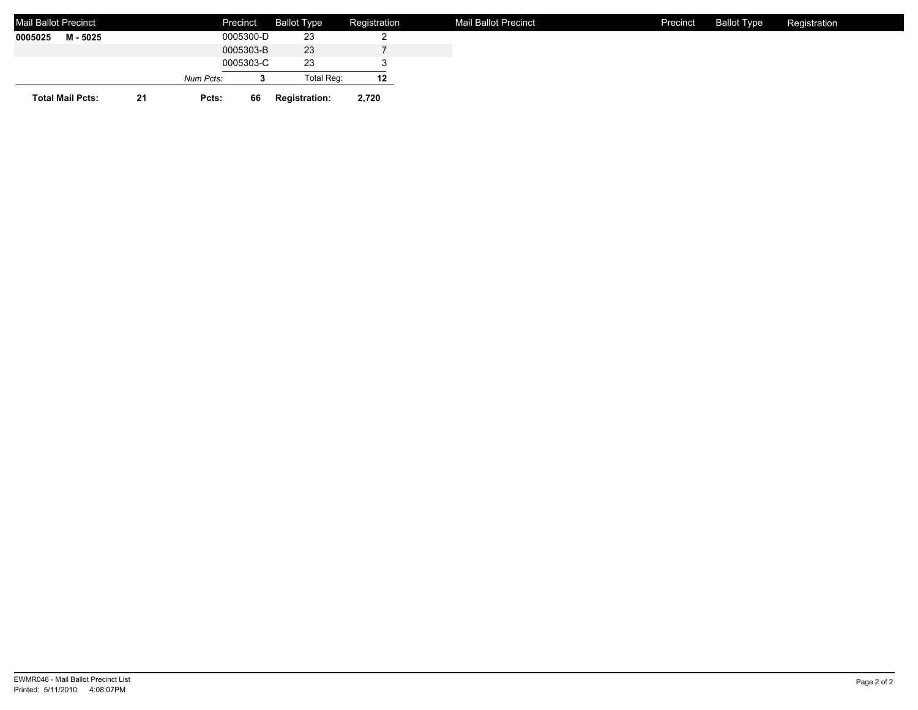| Mail Ballot Precinct | | Precinct | Ballot Type | Registration |
|---|---|---|---|---|
| **0005025** | **M - 5025** | 0005300-D | 23 | 2 |
| | | 0005303-B | 23 | 7 |
| | | 0005303-C | 23 | 3 |
| | *Num Pcts:* | **3** | Total Reg: | **12** |

| **Total Mail Pcts:** | **21** | **Pcts:** | **66** | **Registration:** | **2,720** |
|---|---|---|---|---|---|

EWMR046 - Mail Ballot Precinct List
Printed: 5/11/2010 4:08:07PM